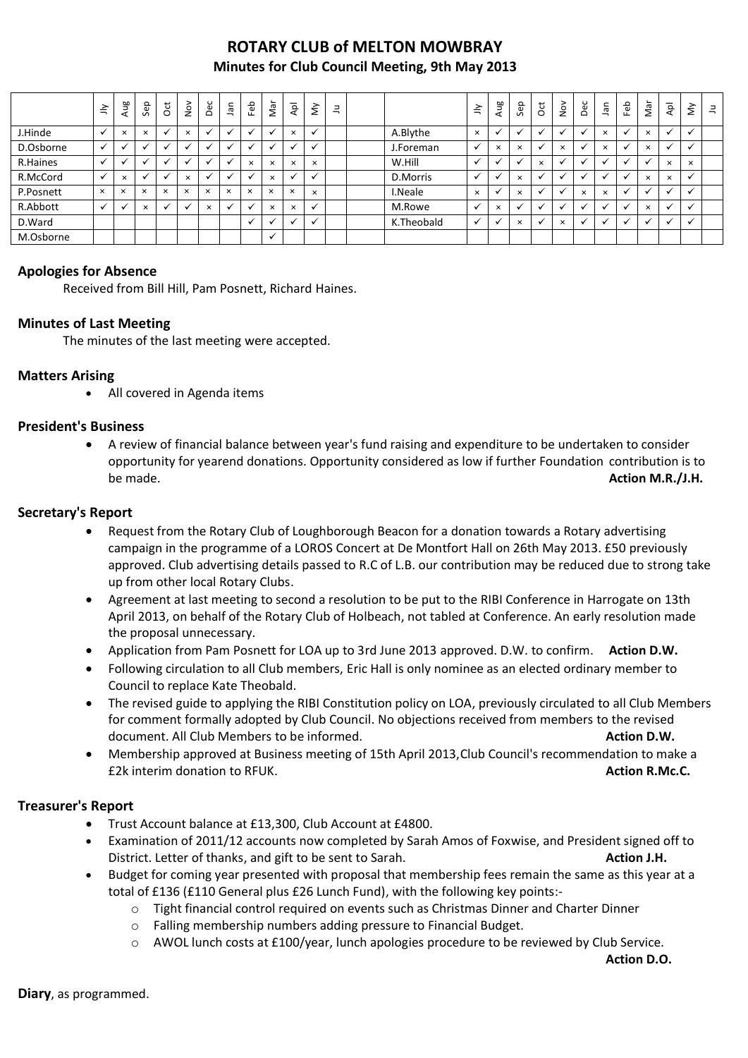# ROTARY CLUB of MELTON MOWBRAY

## Minutes for Club Council Meeting, 9th May 2013

| | Jly | Aug | Sep | Oct | Nov | Dec | Jan | Feb | Mar | Apl | My | Ju | | | Jly | Aug | Sep | Oct | Nov | Dec | Jan | Feb | Mar | Apl | My | Ju |
|---|---|---|---|---|---|---|---|---|---|---|---|---|---|---|---|---|---|---|---|---|---|---|---|---|---|---|
| J.Hinde | ✓ | × | × | ✓ | × | ✓ | ✓ | ✓ | ✓ | × | ✓ | | | A.Blythe | × | ✓ | ✓ | ✓ | ✓ | ✓ | × | ✓ | × | ✓ | ✓ | |
| D.Osborne | ✓ | ✓ | ✓ | ✓ | ✓ | ✓ | ✓ | ✓ | ✓ | ✓ | ✓ | | | J.Foreman | ✓ | × | × | ✓ | × | ✓ | × | ✓ | × | ✓ | ✓ | |
| R.Haines | ✓ | ✓ | ✓ | ✓ | ✓ | ✓ | ✓ | × | × | × | × | | | W.Hill | ✓ | ✓ | ✓ | × | ✓ | ✓ | ✓ | ✓ | ✓ | × | × | |
| R.McCord | ✓ | × | ✓ | ✓ | × | ✓ | ✓ | ✓ | × | ✓ | ✓ | | | D.Morris | ✓ | ✓ | × | ✓ | ✓ | ✓ | ✓ | ✓ | × | × | ✓ | |
| P.Posnett | × | × | × | × | × | × | × | × | × | × | × | | | I.Neale | × | ✓ | × | ✓ | ✓ | × | × | ✓ | ✓ | ✓ | ✓ | |
| R.Abbott | ✓ | ✓ | × | ✓ | ✓ | × | ✓ | ✓ | × | × | ✓ | | | M.Rowe | ✓ | × | ✓ | ✓ | ✓ | ✓ | ✓ | ✓ | × | ✓ | ✓ | |
| D.Ward | | | | | | | | ✓ | ✓ | ✓ | ✓ | | | K.Theobald | ✓ | ✓ | × | ✓ | × | ✓ | ✓ | ✓ | ✓ | ✓ | ✓ | |
| M.Osborne | | | | | | | | | ✓ | | | | | | | | | | | | | | | | | |

### Apologies for Absence

Received from Bill Hill, Pam Posnett, Richard Haines.

### Minutes of Last Meeting

The minutes of the last meeting were accepted.

### Matters Arising

- All covered in Agenda items

### President's Business

- A review of financial balance between year's fund raising and expenditure to be undertaken to consider opportunity for yearend donations. Opportunity considered as low if further Foundation contribution is to be made. **Action M.R./J.H.**

### Secretary's Report

- Request from the Rotary Club of Loughborough Beacon for a donation towards a Rotary advertising campaign in the programme of a LOROS Concert at De Montfort Hall on 26th May 2013. £50 previously approved. Club advertising details passed to R.C of L.B. our contribution may be reduced due to strong take up from other local Rotary Clubs.
- Agreement at last meeting to second a resolution to be put to the RIBI Conference in Harrogate on 13th April 2013, on behalf of the Rotary Club of Holbeach, not tabled at Conference. An early resolution made the proposal unnecessary.
- Application from Pam Posnett for LOA up to 3rd June 2013 approved. D.W. to confirm. **Action D.W.**
- Following circulation to all Club members, Eric Hall is only nominee as an elected ordinary member to Council to replace Kate Theobald.
- The revised guide to applying the RIBI Constitution policy on LOA, previously circulated to all Club Members for comment formally adopted by Club Council. No objections received from members to the revised document. All Club Members to be informed. **Action D.W.**
- Membership approved at Business meeting of 15th April 2013,Club Council's recommendation to make a £2k interim donation to RFUK. **Action R.Mc.C.**

### Treasurer's Report

- Trust Account balance at £13,300, Club Account at £4800.
- Examination of 2011/12 accounts now completed by Sarah Amos of Foxwise, and President signed off to District. Letter of thanks, and gift to be sent to Sarah. **Action J.H.**
- Budget for coming year presented with proposal that membership fees remain the same as this year at a total of £136 (£110 General plus £26 Lunch Fund), with the following key points:-
    - Tight financial control required on events such as Christmas Dinner and Charter Dinner
    - Falling membership numbers adding pressure to Financial Budget.
    - AWOL lunch costs at £100/year, lunch apologies procedure to be reviewed by Club Service. **Action D.O.**

**Diary**, as programmed.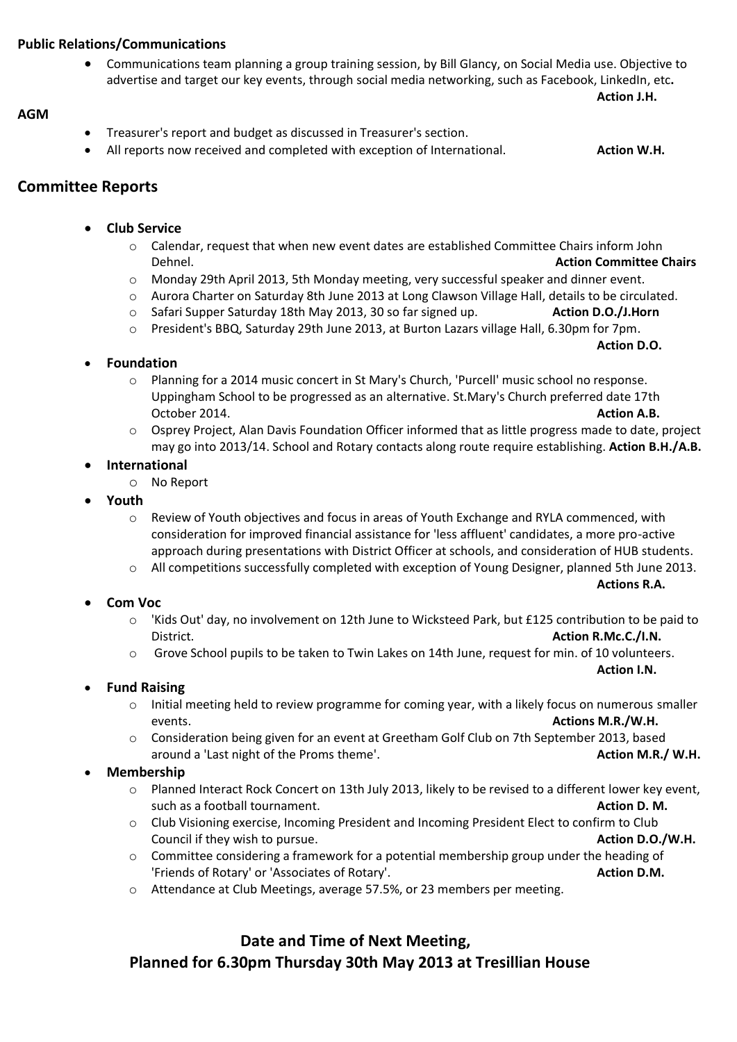**Public Relations/Communications**

- Communications team planning a group training session, by Bill Glancy, on Social Media use. Objective to advertise and target our key events, through social media networking, such as Facebook, LinkedIn, etc. **Action J.H.**

**AGM**

- Treasurer's report and budget as discussed in Treasurer's section.
- All reports now received and completed with exception of International. **Action W.H.**

## Committee Reports

- **Club Service**
  - Calendar, request that when new event dates are established Committee Chairs inform John Dehnel. **Action Committee Chairs**
  - Monday 29th April 2013, 5th Monday meeting, very successful speaker and dinner event.
  - Aurora Charter on Saturday 8th June 2013 at Long Clawson Village Hall, details to be circulated.
  - Safari Supper Saturday 18th May 2013, 30 so far signed up. **Action D.O./J.Horn**
  - President's BBQ, Saturday 29th June 2013, at Burton Lazars village Hall, 6.30pm for 7pm. **Action D.O.**
- **Foundation**
  - Planning for a 2014 music concert in St Mary's Church, 'Purcell' music school no response. Uppingham School to be progressed as an alternative. St.Mary's Church preferred date 17th October 2014. **Action A.B.**
  - Osprey Project, Alan Davis Foundation Officer informed that as little progress made to date, project may go into 2013/14. School and Rotary contacts along route require establishing. **Action B.H./A.B.**
- **International**
  - No Report
- **Youth**
  - Review of Youth objectives and focus in areas of Youth Exchange and RYLA commenced, with consideration for improved financial assistance for 'less affluent' candidates, a more pro-active approach during presentations with District Officer at schools, and consideration of HUB students.
  - All competitions successfully completed with exception of Young Designer, planned 5th June 2013. **Actions R.A.**
- **Com Voc**
  - 'Kids Out' day, no involvement on 12th June to Wicksteed Park, but £125 contribution to be paid to District. **Action R.Mc.C./I.N.**
  - Grove School pupils to be taken to Twin Lakes on 14th June, request for min. of 10 volunteers. **Action I.N.**
- **Fund Raising**
  - Initial meeting held to review programme for coming year, with a likely focus on numerous smaller events. **Actions M.R./W.H.**
  - Consideration being given for an event at Greetham Golf Club on 7th September 2013, based around a 'Last night of the Proms theme'. **Action M.R./ W.H.**
- **Membership**
  - Planned Interact Rock Concert on 13th July 2013, likely to be revised to a different lower key event, such as a football tournament. **Action D. M.**
  - Club Visioning exercise, Incoming President and Incoming President Elect to confirm to Club Council if they wish to pursue. **Action D.O./W.H.**
  - Committee considering a framework for a potential membership group under the heading of 'Friends of Rotary' or 'Associates of Rotary'. **Action D.M.**
  - Attendance at Club Meetings, average 57.5%, or 23 members per meeting.

**Date and Time of Next Meeting,**
**Planned for 6.30pm Thursday 30th May 2013 at Tresillian House**